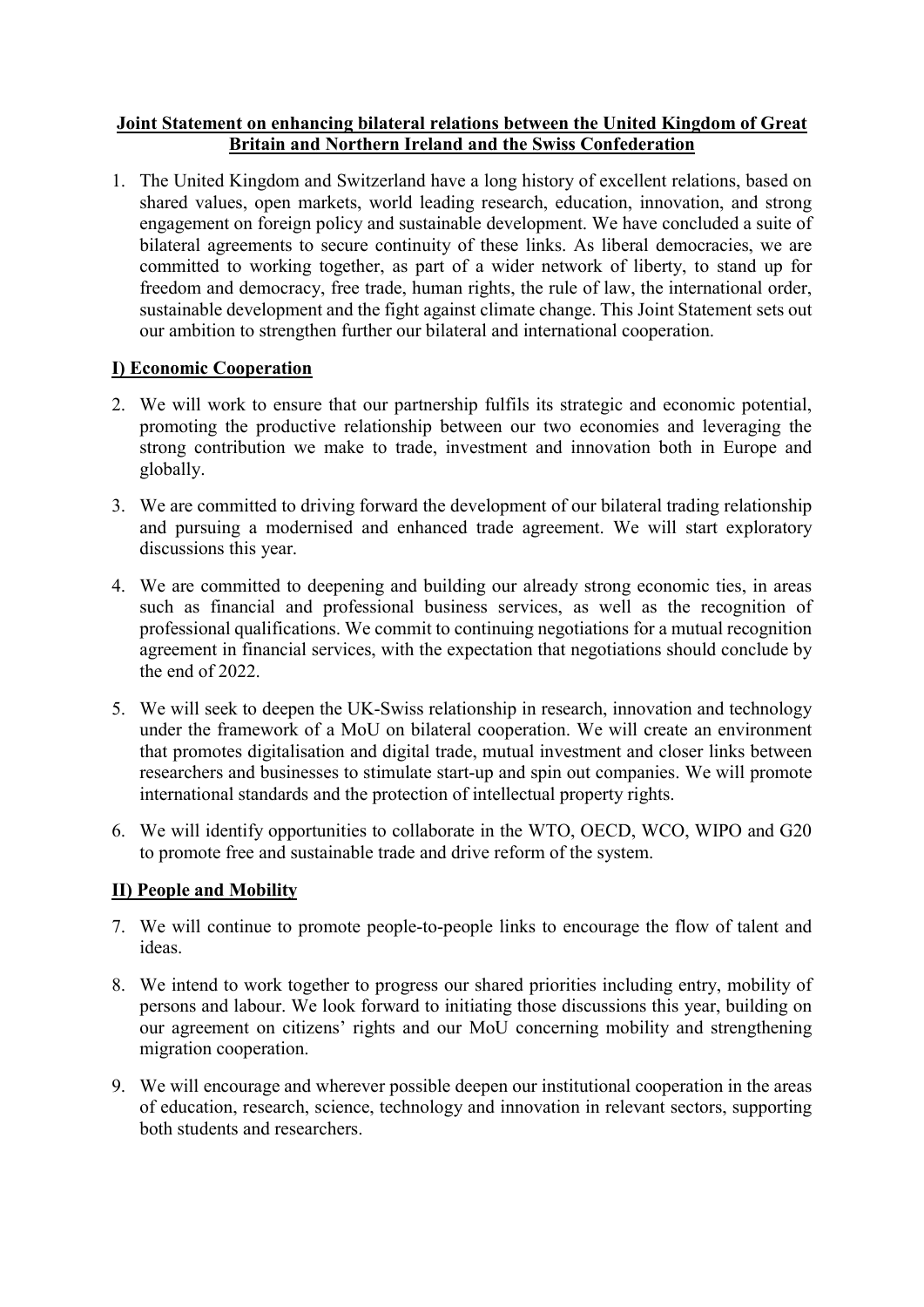# Joint Statement on enhancing bilateral relations between the United Kingdom of Great Britain and Northern Ireland and the Swiss Confederation

1. The United Kingdom and Switzerland have a long history of excellent relations, based on shared values, open markets, world leading research, education, innovation, and strong engagement on foreign policy and sustainable development. We have concluded a suite of bilateral agreements to secure continuity of these links. As liberal democracies, we are committed to working together, as part of a wider network of liberty, to stand up for freedom and democracy, free trade, human rights, the rule of law, the international order, sustainable development and the fight against climate change. This Joint Statement sets out our ambition to strengthen further our bilateral and international cooperation.

## I) Economic Cooperation

2. We will work to ensure that our partnership fulfils its strategic and economic potential, promoting the productive relationship between our two economies and leveraging the strong contribution we make to trade, investment and innovation both in Europe and globally.

3. We are committed to driving forward the development of our bilateral trading relationship and pursuing a modernised and enhanced trade agreement. We will start exploratory discussions this year.

4. We are committed to deepening and building our already strong economic ties, in areas such as financial and professional business services, as well as the recognition of professional qualifications. We commit to continuing negotiations for a mutual recognition agreement in financial services, with the expectation that negotiations should conclude by the end of 2022.

5. We will seek to deepen the UK-Swiss relationship in research, innovation and technology under the framework of a MoU on bilateral cooperation. We will create an environment that promotes digitalisation and digital trade, mutual investment and closer links between researchers and businesses to stimulate start-up and spin out companies. We will promote international standards and the protection of intellectual property rights.

6. We will identify opportunities to collaborate in the WTO, OECD, WCO, WIPO and G20 to promote free and sustainable trade and drive reform of the system.

## II) People and Mobility

7. We will continue to promote people-to-people links to encourage the flow of talent and ideas.

8. We intend to work together to progress our shared priorities including entry, mobility of persons and labour. We look forward to initiating those discussions this year, building on our agreement on citizens' rights and our MoU concerning mobility and strengthening migration cooperation.

9. We will encourage and wherever possible deepen our institutional cooperation in the areas of education, research, science, technology and innovation in relevant sectors, supporting both students and researchers.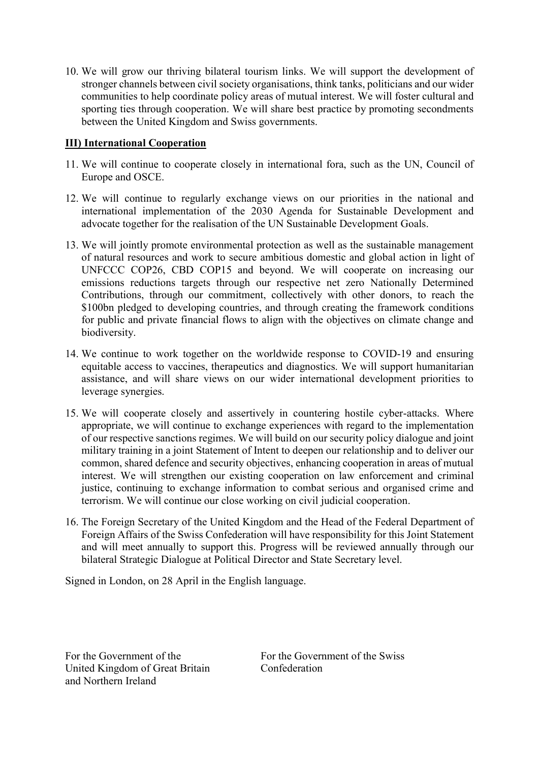10. We will grow our thriving bilateral tourism links. We will support the development of stronger channels between civil society organisations, think tanks, politicians and our wider communities to help coordinate policy areas of mutual interest. We will foster cultural and sporting ties through cooperation. We will share best practice by promoting secondments between the United Kingdom and Swiss governments.

**III) International Cooperation**

11. We will continue to cooperate closely in international fora, such as the UN, Council of Europe and OSCE.

12. We will continue to regularly exchange views on our priorities in the national and international implementation of the 2030 Agenda for Sustainable Development and advocate together for the realisation of the UN Sustainable Development Goals.

13. We will jointly promote environmental protection as well as the sustainable management of natural resources and work to secure ambitious domestic and global action in light of UNFCCC COP26, CBD COP15 and beyond. We will cooperate on increasing our emissions reductions targets through our respective net zero Nationally Determined Contributions, through our commitment, collectively with other donors, to reach the $100bn pledged to developing countries, and through creating the framework conditions for public and private financial flows to align with the objectives on climate change and biodiversity.

14. We continue to work together on the worldwide response to COVID-19 and ensuring equitable access to vaccines, therapeutics and diagnostics. We will support humanitarian assistance, and will share views on our wider international development priorities to leverage synergies.

15. We will cooperate closely and assertively in countering hostile cyber-attacks. Where appropriate, we will continue to exchange experiences with regard to the implementation of our respective sanctions regimes. We will build on our security policy dialogue and joint military training in a joint Statement of Intent to deepen our relationship and to deliver our common, shared defence and security objectives, enhancing cooperation in areas of mutual interest. We will strengthen our existing cooperation on law enforcement and criminal justice, continuing to exchange information to combat serious and organised crime and terrorism. We will continue our close working on civil judicial cooperation.

16. The Foreign Secretary of the United Kingdom and the Head of the Federal Department of Foreign Affairs of the Swiss Confederation will have responsibility for this Joint Statement and will meet annually to support this. Progress will be reviewed annually through our bilateral Strategic Dialogue at Political Director and State Secretary level.

Signed in London, on 28 April in the English language.

For the Government of the United Kingdom of Great Britain and Northern Ireland

For the Government of the Swiss Confederation